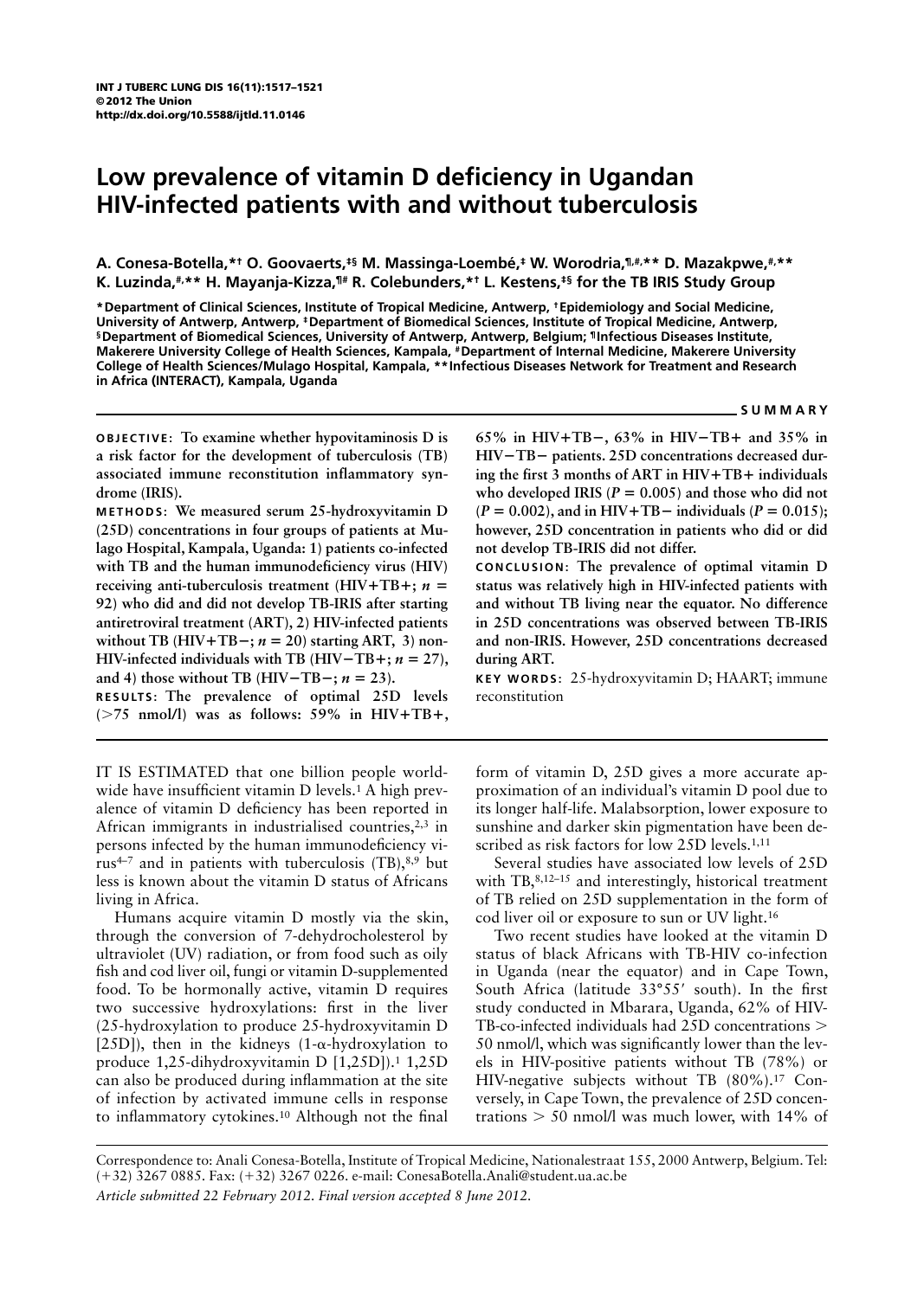# Low prevalence of vitamin D deficiency in Ugandan HIV-infected patients with and without tuberculosis

A. Conesa-Botella,[*†] O. Goovaerts,[‡§] M. Massinga-Loembé,[‡] W. Worodria,[¶,#,**] D. Mazakpwe,[#,**] K. Luzinda,[#,**] H. Mayanja-Kizza,[¶#] R. Colebunders,[*†] L. Kestens,[‡§] for the TB IRIS Study Group

[*] Department of Clinical Sciences, Institute of Tropical Medicine, Antwerp, [†] Epidemiology and Social Medicine, University of Antwerp, Antwerp, [‡] Department of Biomedical Sciences, Institute of Tropical Medicine, Antwerp, [§] Department of Biomedical Sciences, University of Antwerp, Antwerp, Belgium; [¶] Infectious Diseases Institute, Makerere University College of Health Sciences, Kampala, [#] Department of Internal Medicine, Makerere University College of Health Sciences/Mulago Hospital, Kampala, [**] Infectious Diseases Network for Treatment and Research in Africa (INTERACT), Kampala, Uganda

## SUMMARY

**OBJECTIVE:** To examine whether hypovitaminosis D is a risk factor for the development of tuberculosis (TB) associated immune reconstitution inflammatory syndrome (IRIS).

**METHODS:** We measured serum 25-hydroxyvitamin D (25D) concentrations in four groups of patients at Mulago Hospital, Kampala, Uganda: 1) patients co-infected with TB and the human immunodeficiency virus (HIV) receiving anti-tuberculosis treatment (HIV+TB+; $n$ = 92) who did and did not develop TB-IRIS after starting antiretroviral treatment (ART), 2) HIV-infected patients without TB (HIV+TB−; $n$ = 20) starting ART, 3) non-HIV-infected individuals with TB (HIV−TB+; $n$ = 27), and 4) those without TB (HIV−TB−; $n$ = 23).

**RESULTS:** The prevalence of optimal 25D levels (>75 nmol/l) was as follows: 59% in HIV+TB+, 65% in HIV+TB−, 63% in HIV−TB+ and 35% in HIV−TB− patients. 25D concentrations decreased during the first 3 months of ART in HIV+TB+ individuals who developed IRIS ($P = 0.005$) and those who did not ($P = 0.002$), and in HIV+TB− individuals ($P = 0.015$); however, 25D concentration in patients who did or did not develop TB-IRIS did not differ.

**CONCLUSION:** The prevalence of optimal vitamin D status was relatively high in HIV-infected patients with and without TB living near the equator. No difference in 25D concentrations was observed between TB-IRIS and non-IRIS. However, 25D concentrations decreased during ART.

**KEY WORDS:** 25-hydroxyvitamin D; HAART; immune reconstitution

IT IS ESTIMATED that one billion people worldwide have insufficient vitamin D levels.[1] A high prevalence of vitamin D deficiency has been reported in African immigrants in industrialised countries,[2,3] in persons infected by the human immunodeficiency virus[4–7] and in patients with tuberculosis (TB),[8,9] but less is known about the vitamin D status of Africans living in Africa.

Humans acquire vitamin D mostly via the skin, through the conversion of 7-dehydrocholesterol by ultraviolet (UV) radiation, or from food such as oily fish and cod liver oil, fungi or vitamin D-supplemented food. To be hormonally active, vitamin D requires two successive hydroxylations: first in the liver (25-hydroxylation to produce 25-hydroxyvitamin D [25D]), then in the kidneys (1-α-hydroxylation to produce 1,25-dihydroxyvitamin D [1,25D]).[1] 1,25D can also be produced during inflammation at the site of infection by activated immune cells in response to inflammatory cytokines.[10] Although not the final form of vitamin D, 25D gives a more accurate approximation of an individual's vitamin D pool due to its longer half-life. Malabsorption, lower exposure to sunshine and darker skin pigmentation have been described as risk factors for low 25D levels.[1,11]

Several studies have associated low levels of 25D with TB,[8,12–15] and interestingly, historical treatment of TB relied on 25D supplementation in the form of cod liver oil or exposure to sun or UV light.[16]

Two recent studies have looked at the vitamin D status of black Africans with TB-HIV co-infection in Uganda (near the equator) and in Cape Town, South Africa (latitude 33°55′ south). In the first study conducted in Mbarara, Uganda, 62% of HIV-TB-co-infected individuals had 25D concentrations > 50 nmol/l, which was significantly lower than the levels in HIV-positive patients without TB (78%) or HIV-negative subjects without TB (80%).[17] Conversely, in Cape Town, the prevalence of 25D concentrations > 50 nmol/l was much lower, with 14% of

Correspondence to: Anali Conesa-Botella, Institute of Tropical Medicine, Nationalestraat 155, 2000 Antwerp, Belgium. Tel: (+32) 3267 0885. Fax: (+32) 3267 0226. e-mail: ConesaBotella.Anali@student.ua.ac.be

*Article submitted 22 February 2012. Final version accepted 8 June 2012.*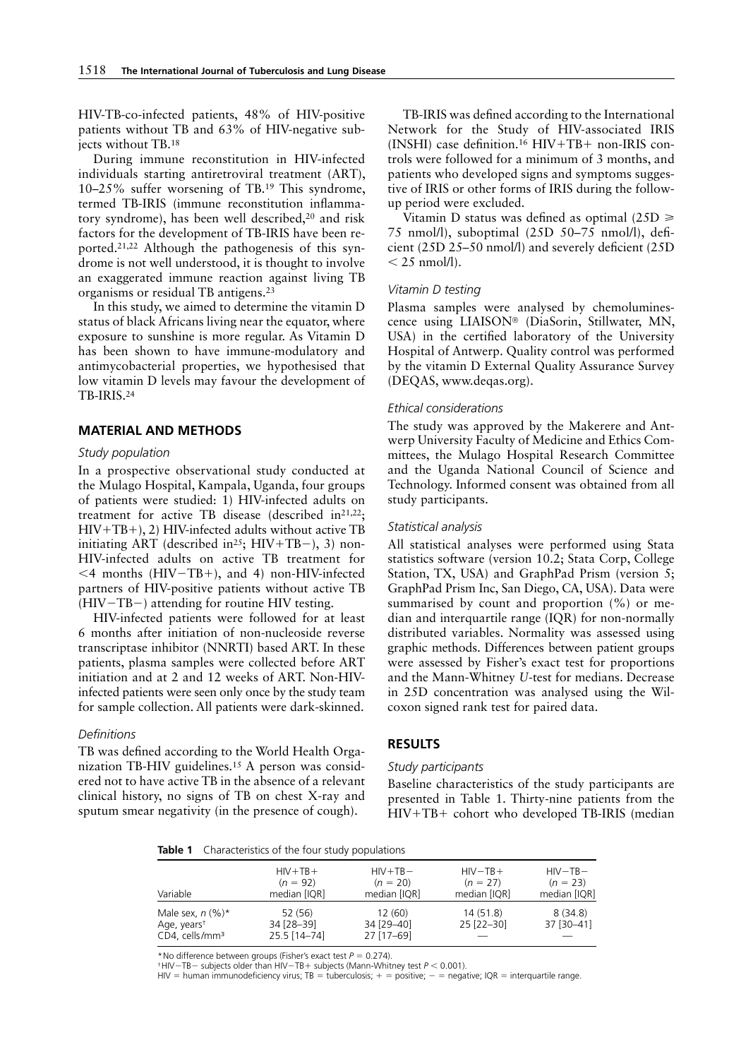HIV-TB-co-infected patients, 48% of HIV-positive patients without TB and 63% of HIV-negative subjects without TB.[18]

During immune reconstitution in HIV-infected individuals starting antiretroviral treatment (ART), 10–25% suffer worsening of TB.[19] This syndrome, termed TB-IRIS (immune reconstitution inflammatory syndrome), has been well described,[20] and risk factors for the development of TB-IRIS have been reported.[21,22] Although the pathogenesis of this syndrome is not well understood, it is thought to involve an exaggerated immune reaction against living TB organisms or residual TB antigens.[23]

In this study, we aimed to determine the vitamin D status of black Africans living near the equator, where exposure to sunshine is more regular. As Vitamin D has been shown to have immune-modulatory and antimycobacterial properties, we hypothesised that low vitamin D levels may favour the development of TB-IRIS.[24]

## MATERIAL AND METHODS

### Study population

In a prospective observational study conducted at the Mulago Hospital, Kampala, Uganda, four groups of patients were studied: 1) HIV-infected adults on treatment for active TB disease (described in[21,22]; HIV+TB+), 2) HIV-infected adults without active TB initiating ART (described in[25]; HIV+TB−), 3) non-HIV-infected adults on active TB treatment for <4 months (HIV−TB+), and 4) non-HIV-infected partners of HIV-positive patients without active TB (HIV−TB−) attending for routine HIV testing.

HIV-infected patients were followed for at least 6 months after initiation of non-nucleoside reverse transcriptase inhibitor (NNRTI) based ART. In these patients, plasma samples were collected before ART initiation and at 2 and 12 weeks of ART. Non-HIV-infected patients were seen only once by the study team for sample collection. All patients were dark-skinned.

### Definitions

TB was defined according to the World Health Organization TB-HIV guidelines.[15] A person was considered not to have active TB in the absence of a relevant clinical history, no signs of TB on chest X-ray and sputum smear negativity (in the presence of cough).

TB-IRIS was defined according to the International Network for the Study of HIV-associated IRIS (INSHI) case definition.[16] HIV+TB+ non-IRIS controls were followed for a minimum of 3 months, and patients who developed signs and symptoms suggestive of IRIS or other forms of IRIS during the follow-up period were excluded.

Vitamin D status was defined as optimal (25D ⩾ 75 nmol/l), suboptimal (25D 50–75 nmol/l), deficient (25D 25–50 nmol/l) and severely deficient (25D < 25 nmol/l).

### Vitamin D testing

Plasma samples were analysed by chemoluminescence using LIAISON® (DiaSorin, Stillwater, MN, USA) in the certified laboratory of the University Hospital of Antwerp. Quality control was performed by the vitamin D External Quality Assurance Survey (DEQAS, www.deqas.org).

### Ethical considerations

The study was approved by the Makerere and Antwerp University Faculty of Medicine and Ethics Committees, the Mulago Hospital Research Committee and the Uganda National Council of Science and Technology. Informed consent was obtained from all study participants.

### Statistical analysis

All statistical analyses were performed using Stata statistics software (version 10.2; Stata Corp, College Station, TX, USA) and GraphPad Prism (version 5; GraphPad Prism Inc, San Diego, CA, USA). Data were summarised by count and proportion (%) or median and interquartile range (IQR) for non-normally distributed variables. Normality was assessed using graphic methods. Differences between patient groups were assessed by Fisher's exact test for proportions and the Mann-Whitney *U*-test for medians. Decrease in 25D concentration was analysed using the Wilcoxon signed rank test for paired data.

## RESULTS

### Study participants

Baseline characteristics of the study participants are presented in Table 1. Thirty-nine patients from the HIV+TB+ cohort who developed TB-IRIS (median

**Table 1** Characteristics of the four study populations

| Variable | HIV+TB+ (*n* = 92) median [IQR] | HIV+TB− (*n* = 20) median [IQR] | HIV−TB+ (*n* = 27) median [IQR] | HIV−TB− (*n* = 23) median [IQR] |
|---|---|---|---|---|
| Male sex, *n* (%)* | 52 (56) | 12 (60) | 14 (51.8) | 8 (34.8) |
| Age, years† | 34 [28–39] | 34 [29–40] | 25 [22–30] | 37 [30–41] |
| CD4, cells/mm³ | 25.5 [14–74] | 27 [17–69] | — | — |

* No difference between groups (Fisher's exact test $P = 0.274$).
† HIV−TB− subjects older than HIV−TB+ subjects (Mann-Whitney test $P < 0.001$).
HIV = human immunodeficiency virus; TB = tuberculosis; + = positive; − = negative; IQR = interquartile range.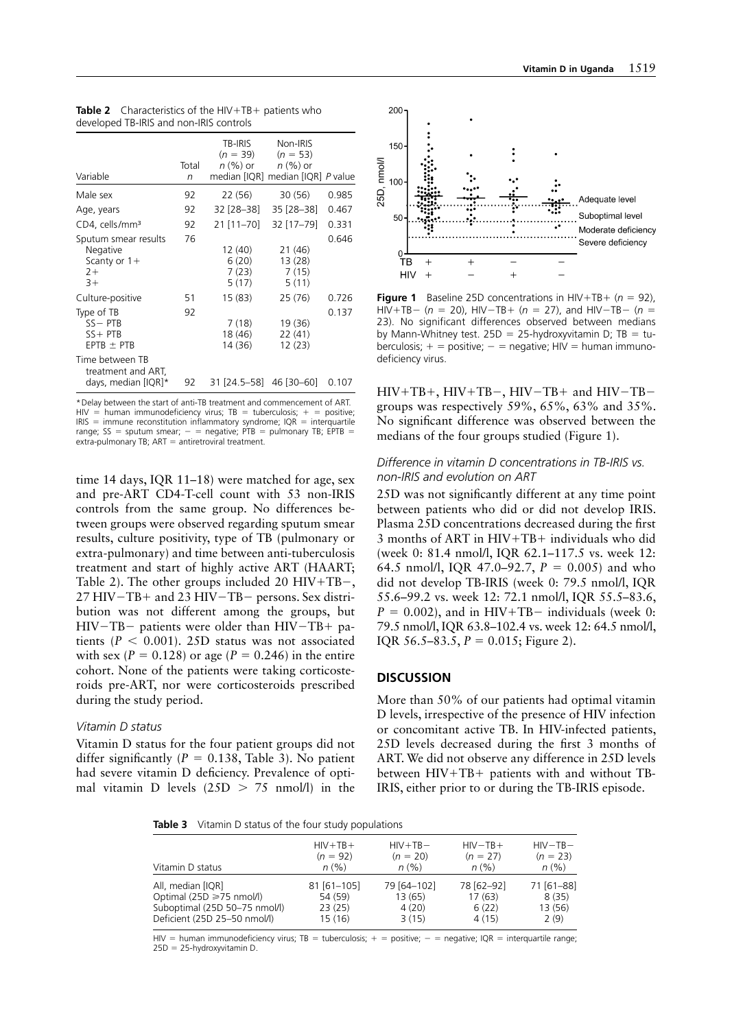**Table 2** Characteristics of the HIV+TB+ patients who developed TB-IRIS and non-IRIS controls

| Variable | Total *n* | TB-IRIS (*n* = 39) *n* (%) or median [IQR] | Non-IRIS (*n* = 53) *n* (%) or median [IQR] | *P* value |
|---|---|---|---|---|
| Male sex | 92 | 22 (56) | 30 (56) | 0.985 |
| Age, years | 92 | 32 [28–38] | 35 [28–38] | 0.467 |
| CD4, cells/mm³ | 92 | 21 [11–70] | 32 [17–79] | 0.331 |
| Sputum smear results | 76 | | | 0.646 |
| Negative | | 12 (40) | 21 (46) | |
| Scanty or 1+ | | 6 (20) | 13 (28) | |
| 2+ | | 7 (23) | 7 (15) | |
| 3+ | | 5 (17) | 5 (11) | |
| Culture-positive | 51 | 15 (83) | 25 (76) | 0.726 |
| Type of TB | 92 | | | 0.137 |
| SS− PTB | | 7 (18) | 19 (36) | |
| SS+ PTB | | 18 (46) | 22 (41) | |
| EPTB ± PTB | | 14 (36) | 12 (23) | |
| Time between TB treatment and ART, days, median [IQR]* | 92 | 31 [24.5–58] | 46 [30–60] | 0.107 |

*Delay between the start of anti-TB treatment and commencement of ART. HIV = human immunodeficiency virus; TB = tuberculosis; + = positive; IRIS = immune reconstitution inflammatory syndrome; IQR = interquartile range; SS = sputum smear; − = negative; PTB = pulmonary TB; EPTB = extra-pulmonary TB; ART = antiretroviral treatment.

time 14 days, IQR 11–18) were matched for age, sex and pre-ART CD4-T-cell count with 53 non-IRIS controls from the same group. No differences between groups were observed regarding sputum smear results, culture positivity, type of TB (pulmonary or extra-pulmonary) and time between anti-tuberculosis treatment and start of highly active ART (HAART; Table 2). The other groups included 20 HIV+TB−, 27 HIV−TB+ and 23 HIV−TB− persons. Sex distribution was not different among the groups, but HIV−TB− patients were older than HIV−TB+ patients ($P < 0.001$). 25D status was not associated with sex ($P = 0.128$) or age ($P = 0.246$) in the entire cohort. None of the patients were taking corticosteroids pre-ART, nor were corticosteroids prescribed during the study period.

### *Vitamin D status*

Vitamin D status for the four patient groups did not differ significantly ($P = 0.138$, Table 3). No patient had severe vitamin D deficiency. Prevalence of optimal vitamin D levels (25D > 75 nmol/l) in the HIV+TB+, HIV+TB−, HIV−TB+ and HIV−TB− groups was respectively 59%, 65%, 63% and 35%. No significant difference was observed between the medians of the four groups studied (Figure 1).

**Figure 1** Baseline 25D concentrations in HIV+TB+ (*n* = 92), HIV+TB− (*n* = 20), HIV−TB+ (*n* = 27), and HIV−TB− (*n* = 23). No significant differences observed between medians by Mann-Whitney test. 25D = 25-hydroxyvitamin D; TB = tuberculosis; + = positive; − = negative; HIV = human immunodeficiency virus.

### *Difference in vitamin D concentrations in TB-IRIS vs. non-IRIS and evolution on ART*

25D was not significantly different at any time point between patients who did or did not develop IRIS. Plasma 25D concentrations decreased during the first 3 months of ART in HIV+TB+ individuals who did (week 0: 81.4 nmol/l, IQR 62.1–117.5 vs. week 12: 64.5 nmol/l, IQR 47.0–92.7, $P = 0.005$) and who did not develop TB-IRIS (week 0: 79.5 nmol/l, IQR 55.6–99.2 vs. week 12: 72.1 nmol/l, IQR 55.5–83.6, $P = 0.002$), and in HIV+TB− individuals (week 0: 79.5 nmol/l, IQR 63.8–102.4 vs. week 12: 64.5 nmol/l, IQR 56.5–83.5, $P = 0.015$; Figure 2).

## DISCUSSION

More than 50% of our patients had optimal vitamin D levels, irrespective of the presence of HIV infection or concomitant active TB. In HIV-infected patients, 25D levels decreased during the first 3 months of ART. We did not observe any difference in 25D levels between HIV+TB+ patients with and without TB-IRIS, either prior to or during the TB-IRIS episode.

**Table 3** Vitamin D status of the four study populations

| Vitamin D status | HIV+TB+ (*n* = 92) *n* (%) | HIV+TB− (*n* = 20) *n* (%) | HIV−TB+ (*n* = 27) *n* (%) | HIV−TB− (*n* = 23) *n* (%) |
|---|---|---|---|---|
| All, median [IQR] | 81 [61–105] | 79 [64–102] | 78 [62–92] | 71 [61–88] |
| Optimal (25D ⩾75 nmol/l) | 54 (59) | 13 (65) | 17 (63) | 8 (35) |
| Suboptimal (25D 50–75 nmol/l) | 23 (25) | 4 (20) | 6 (22) | 13 (56) |
| Deficient (25D 25–50 nmol/l) | 15 (16) | 3 (15) | 4 (15) | 2 (9) |

HIV = human immunodeficiency virus; TB = tuberculosis; + = positive; − = negative; IQR = interquartile range; 25D = 25-hydroxyvitamin D.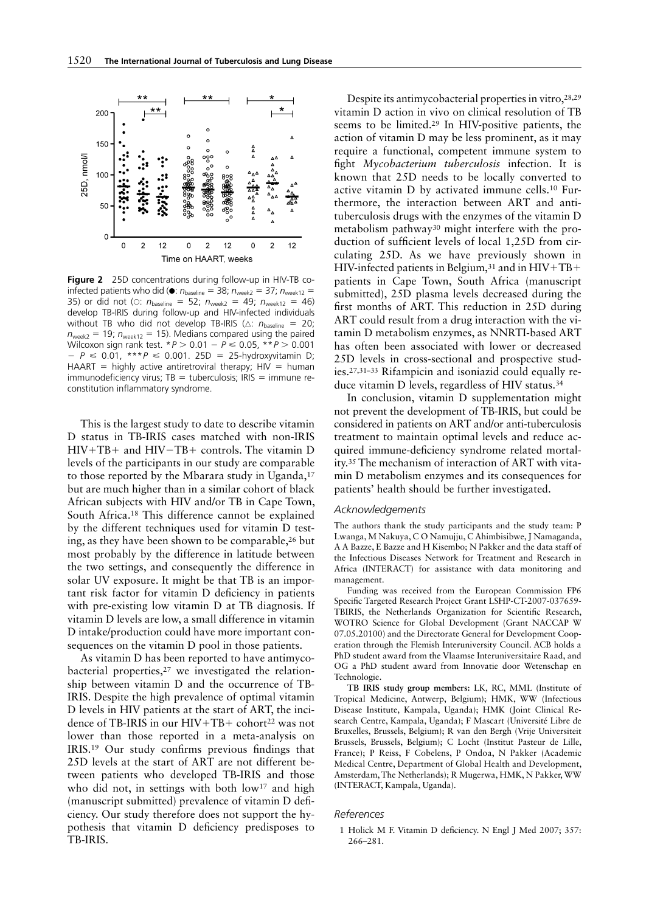**Figure 2** 25D concentrations during follow-up in HIV-TB co-infected patients who did (●: $n_{baseline} = 38$; $n_{week2} = 37$; $n_{week12} = 35$) or did not (○: $n_{baseline} = 52$; $n_{week2} = 49$; $n_{week12} = 46$) develop TB-IRIS during follow-up and HIV-infected individuals without TB who did not develop TB-IRIS (△: $n_{baseline} = 20$; $n_{week2} = 19$; $n_{week12} = 15$). Medians compared using the paired Wilcoxon sign rank test. \*$P > 0.01 - P \leqslant 0.05$, \*\*$P > 0.001 - P \leqslant 0.01$, \*\*\*$P \leqslant 0.001$. 25D = 25-hydroxyvitamin D; HAART = highly active antiretroviral therapy; HIV = human immunodeficiency virus; TB = tuberculosis; IRIS = immune reconstitution inflammatory syndrome.

This is the largest study to date to describe vitamin D status in TB-IRIS cases matched with non-IRIS HIV+TB+ and HIV−TB+ controls. The vitamin D levels of the participants in our study are comparable to those reported by the Mbarara study in Uganda,[17] but are much higher than in a similar cohort of black African subjects with HIV and/or TB in Cape Town, South Africa.[18] This difference cannot be explained by the different techniques used for vitamin D testing, as they have been shown to be comparable,[26] but most probably by the difference in latitude between the two settings, and consequently the difference in solar UV exposure. It might be that TB is an important risk factor for vitamin D deficiency in patients with pre-existing low vitamin D at TB diagnosis. If vitamin D levels are low, a small difference in vitamin D intake/production could have more important consequences on the vitamin D pool in those patients.

As vitamin D has been reported to have antimycobacterial properties,[27] we investigated the relationship between vitamin D and the occurrence of TB-IRIS. Despite the high prevalence of optimal vitamin D levels in HIV patients at the start of ART, the incidence of TB-IRIS in our HIV+TB+ cohort[22] was not lower than those reported in a meta-analysis on IRIS.[19] Our study confirms previous findings that 25D levels at the start of ART are not different between patients who developed TB-IRIS and those who did not, in settings with both low[17] and high (manuscript submitted) prevalence of vitamin D deficiency. Our study therefore does not support the hypothesis that vitamin D deficiency predisposes to TB-IRIS.

Despite its antimycobacterial properties in vitro,[28,29] vitamin D action in vivo on clinical resolution of TB seems to be limited.[29] In HIV-positive patients, the action of vitamin D may be less prominent, as it may require a functional, competent immune system to fight *Mycobacterium tuberculosis* infection. It is known that 25D needs to be locally converted to active vitamin D by activated immune cells.[10] Furthermore, the interaction between ART and anti-tuberculosis drugs with the enzymes of the vitamin D metabolism pathway[30] might interfere with the production of sufficient levels of local 1,25D from circulating 25D. As we have previously shown in HIV-infected patients in Belgium,[31] and in HIV+TB+ patients in Cape Town, South Africa (manuscript submitted), 25D plasma levels decreased during the first months of ART. This reduction in 25D during ART could result from a drug interaction with the vitamin D metabolism enzymes, as NNRTI-based ART has often been associated with lower or decreased 25D levels in cross-sectional and prospective studies.[27,31–33] Rifampicin and isoniazid could equally reduce vitamin D levels, regardless of HIV status.[34]

In conclusion, vitamin D supplementation might not prevent the development of TB-IRIS, but could be considered in patients on ART and/or anti-tuberculosis treatment to maintain optimal levels and reduce acquired immune-deficiency syndrome related mortality.[35] The mechanism of interaction of ART with vitamin D metabolism enzymes and its consequences for patients' health should be further investigated.

## Acknowledgements

The authors thank the study participants and the study team: P Lwanga, M Nakuya, C O Namujju, C Ahimbisibwe, J Namaganda, A A Bazze, E Bazze and H Kisembo; N Pakker and the data staff of the Infectious Diseases Network for Treatment and Research in Africa (INTERACT) for assistance with data monitoring and management.

Funding was received from the European Commission FP6 Specific Targeted Research Project Grant LSHP-CT-2007-037659-TBIRIS, the Netherlands Organization for Scientific Research, WOTRO Science for Global Development (Grant NACCAP W 07.05.20100) and the Directorate General for Development Cooperation through the Flemish Interuniversity Council. ACB holds a PhD student award from the Vlaamse Interuniversitaire Raad, and OG a PhD student award from Innovatie door Wetenschap en Technologie.

**TB IRIS study group members:** LK, RC, MML (Institute of Tropical Medicine, Antwerp, Belgium); HMK, WW (Infectious Disease Institute, Kampala, Uganda); HMK (Joint Clinical Research Centre, Kampala, Uganda); F Mascart (Université Libre de Bruxelles, Brussels, Belgium); R van den Bergh (Vrije Universiteit Brussels, Brussels, Belgium); C Locht (Institut Pasteur de Lille, France); P Reiss, F Cobelens, P Ondoa, N Pakker (Academic Medical Centre, Department of Global Health and Development, Amsterdam, The Netherlands); R Mugerwa, HMK, N Pakker, WW (INTERACT, Kampala, Uganda).

## References

1 Holick M F. Vitamin D deficiency. N Engl J Med 2007; 357: 266–281.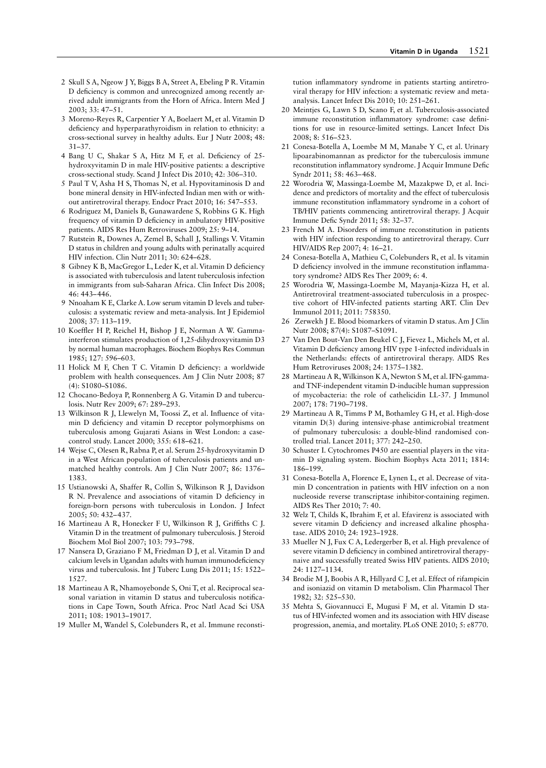2 Skull S A, Ngeow J Y, Biggs B A, Street A, Ebeling P R. Vitamin D deficiency is common and unrecognized among recently arrived adult immigrants from the Horn of Africa. Intern Med J 2003; 33: 47–51.

3 Moreno-Reyes R, Carpentier Y A, Boelaert M, et al. Vitamin D deficiency and hyperparathyroidism in relation to ethnicity: a cross-sectional survey in healthy adults. Eur J Nutr 2008; 48: 31–37.

4 Bang U C, Shakar S A, Hitz M F, et al. Deficiency of 25-hydroxyvitamin D in male HIV-positive patients: a descriptive cross-sectional study. Scand J Infect Dis 2010; 42: 306–310.

5 Paul T V, Asha H S, Thomas N, et al. Hypovitaminosis D and bone mineral density in HIV-infected Indian men with or without antiretroviral therapy. Endocr Pract 2010; 16: 547–553.

6 Rodriguez M, Daniels B, Gunawardene S, Robbins G K. High frequency of vitamin D deficiency in ambulatory HIV-positive patients. AIDS Res Hum Retroviruses 2009; 25: 9–14.

7 Rutstein R, Downes A, Zemel B, Schall J, Stallings V. Vitamin D status in children and young adults with perinatally acquired HIV infection. Clin Nutr 2011; 30: 624–628.

8 Gibney K B, MacGregor L, Leder K, et al. Vitamin D deficiency is associated with tuberculosis and latent tuberculosis infection in immigrants from sub-Saharan Africa. Clin Infect Dis 2008; 46: 443–446.

9 Nnoaham K E, Clarke A. Low serum vitamin D levels and tuberculosis: a systematic review and meta-analysis. Int J Epidemiol 2008; 37: 113–119.

10 Koeffler H P, Reichel H, Bishop J E, Norman A W. Gamma-interferon stimulates production of 1,25-dihydroxyvitamin D3 by normal human macrophages. Biochem Biophys Res Commun 1985; 127: 596–603.

11 Holick M F, Chen T C. Vitamin D deficiency: a worldwide problem with health consequences. Am J Clin Nutr 2008; 87 (4): S1080–S1086.

12 Chocano-Bedoya P, Ronnenberg A G. Vitamin D and tuberculosis. Nutr Rev 2009; 67: 289–293.

13 Wilkinson R J, Llewelyn M, Toossi Z, et al. Influence of vitamin D deficiency and vitamin D receptor polymorphisms on tuberculosis among Gujarati Asians in West London: a case-control study. Lancet 2000; 355: 618–621.

14 Wejse C, Olesen R, Rabna P, et al. Serum 25-hydroxyvitamin D in a West African population of tuberculosis patients and unmatched healthy controls. Am J Clin Nutr 2007; 86: 1376–1383.

15 Ustianowski A, Shaffer R, Collin S, Wilkinson R J, Davidson R N. Prevalence and associations of vitamin D deficiency in foreign-born persons with tuberculosis in London. J Infect 2005; 50: 432–437.

16 Martineau A R, Honecker F U, Wilkinson R J, Griffiths C J. Vitamin D in the treatment of pulmonary tuberculosis. J Steroid Biochem Mol Biol 2007; 103: 793–798.

17 Nansera D, Graziano F M, Friedman D J, et al. Vitamin D and calcium levels in Ugandan adults with human immunodeficiency virus and tuberculosis. Int J Tuberc Lung Dis 2011; 15: 1522–1527.

18 Martineau A R, Nhamoyebonde S, Oni T, et al. Reciprocal seasonal variation in vitamin D status and tuberculosis notifications in Cape Town, South Africa. Proc Natl Acad Sci USA 2011; 108: 19013–19017.

19 Muller M, Wandel S, Colebunders R, et al. Immune reconstitution inflammatory syndrome in patients starting antiretroviral therapy for HIV infection: a systematic review and meta-analysis. Lancet Infect Dis 2010; 10: 251–261.

20 Meintjes G, Lawn S D, Scano F, et al. Tuberculosis-associated immune reconstitution inflammatory syndrome: case definitions for use in resource-limited settings. Lancet Infect Dis 2008; 8: 516–523.

21 Conesa-Botella A, Loembe M M, Manabe Y C, et al. Urinary lipoarabinomannan as predictor for the tuberculosis immune reconstitution inflammatory syndrome. J Acquir Immune Defic Syndr 2011; 58: 463–468.

22 Worodria W, Massinga-Loembe M, Mazakpwe D, et al. Incidence and predictors of mortality and the effect of tuberculosis immune reconstitution inflammatory syndrome in a cohort of TB/HIV patients commencing antiretroviral therapy. J Acquir Immune Defic Syndr 2011; 58: 32–37.

23 French M A. Disorders of immune reconstitution in patients with HIV infection responding to antiretroviral therapy. Curr HIV/AIDS Rep 2007; 4: 16–21.

24 Conesa-Botella A, Mathieu C, Colebunders R, et al. Is vitamin D deficiency involved in the immune reconstitution inflammatory syndrome? AIDS Res Ther 2009; 6: 4.

25 Worodria W, Massinga-Loembe M, Mayanja-Kizza H, et al. Antiretroviral treatment-associated tuberculosis in a prospective cohort of HIV-infected patients starting ART. Clin Dev Immunol 2011; 2011: 758350.

26 Zerwekh J E. Blood biomarkers of vitamin D status. Am J Clin Nutr 2008; 87(4): S1087–S1091.

27 Van Den Bout-Van Den Beukel C J, Fievez L, Michels M, et al. Vitamin D deficiency among HIV type 1-infected individuals in the Netherlands: effects of antiretroviral therapy. AIDS Res Hum Retroviruses 2008; 24: 1375–1382.

28 Martineau A R, Wilkinson K A, Newton S M, et al. IFN-gamma- and TNF-independent vitamin D-inducible human suppression of mycobacteria: the role of cathelicidin LL-37. J Immunol 2007; 178: 7190–7198.

29 Martineau A R, Timms P M, Bothamley G H, et al. High-dose vitamin D(3) during intensive-phase antimicrobial treatment of pulmonary tuberculosis: a double-blind randomised controlled trial. Lancet 2011; 377: 242–250.

30 Schuster I. Cytochromes P450 are essential players in the vitamin D signaling system. Biochim Biophys Acta 2011; 1814: 186–199.

31 Conesa-Botella A, Florence E, Lynen L, et al. Decrease of vitamin D concentration in patients with HIV infection on a non nucleoside reverse transcriptase inhibitor-containing regimen. AIDS Res Ther 2010; 7: 40.

32 Welz T, Childs K, Ibrahim F, et al. Efavirenz is associated with severe vitamin D deficiency and increased alkaline phosphatase. AIDS 2010; 24: 1923–1928.

33 Mueller N J, Fux C A, Ledergerber B, et al. High prevalence of severe vitamin D deficiency in combined antiretroviral therapy-naive and successfully treated Swiss HIV patients. AIDS 2010; 24: 1127–1134.

34 Brodie M J, Boobis A R, Hillyard C J, et al. Effect of rifampicin and isoniazid on vitamin D metabolism. Clin Pharmacol Ther 1982; 32: 525–530.

35 Mehta S, Giovannucci E, Mugusi F M, et al. Vitamin D status of HIV-infected women and its association with HIV disease progression, anemia, and mortality. PLoS ONE 2010; 5: e8770.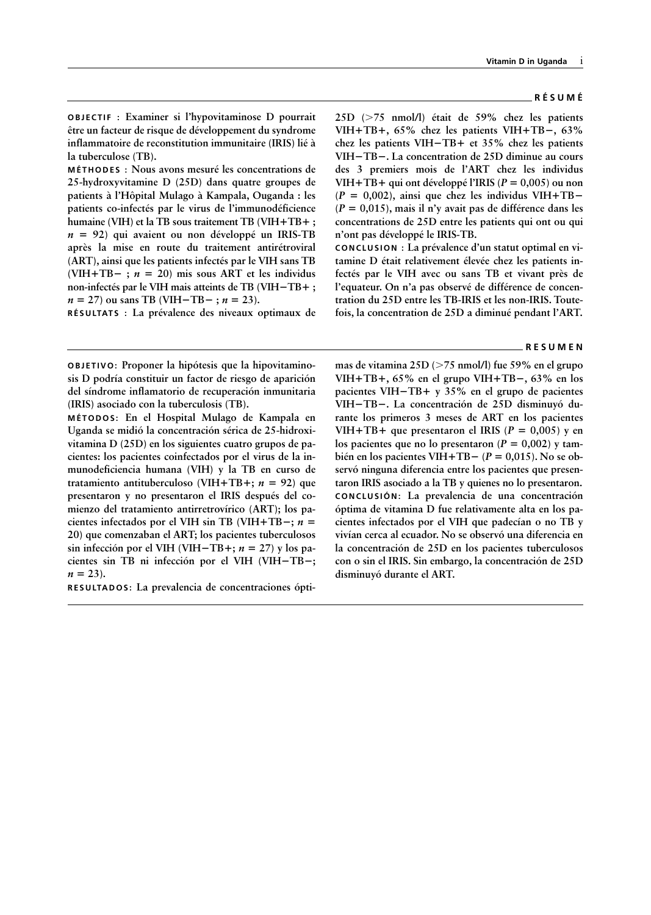## RÉSUMÉ

**OBJECTIF** : Examiner si l'hypovitaminose D pourrait être un facteur de risque de développement du syndrome inflammatoire de reconstitution immunitaire (IRIS) lié à la tuberculose (TB).

**MÉTHODES** : Nous avons mesuré les concentrations de 25-hydroxyvitamine D (25D) dans quatre groupes de patients à l'Hôpital Mulago à Kampala, Ouganda : les patients co-infectés par le virus de l'immunodéficience humaine (VIH) et la TB sous traitement TB (VIH+TB+ ; $n$ = 92) qui avaient ou non développé un IRIS-TB après la mise en route du traitement antirétroviral (ART), ainsi que les patients infectés par le VIH sans TB (VIH+TB− ; $n$ = 20) mis sous ART et les individus non-infectés par le VIH mais atteints de TB (VIH−TB+ ; $n$ = 27) ou sans TB (VIH−TB− ; $n$ = 23).

**RÉSULTATS** : La prévalence des niveaux optimaux de 25D (>75 nmol/l) était de 59% chez les patients VIH+TB+, 65% chez les patients VIH+TB−, 63% chez les patients VIH−TB+ et 35% chez les patients VIH−TB−. La concentration de 25D diminue au cours des 3 premiers mois de l'ART chez les individus VIH+TB+ qui ont développé l'IRIS ($P$ = 0,005) ou non ($P$ = 0,002), ainsi que chez les individus VIH+TB− ($P$ = 0,015), mais il n'y avait pas de différence dans les concentrations de 25D entre les patients qui ont ou qui n'ont pas développé le IRIS-TB.

**CONCLUSION** : La prévalence d'un statut optimal en vitamine D était relativement élevée chez les patients infectés par le VIH avec ou sans TB et vivant près de l'equateur. On n'a pas observé de différence de concentration du 25D entre les TB-IRIS et les non-IRIS. Toutefois, la concentration de 25D a diminué pendant l'ART.

## RESUMEN

**OBJETIVO**: Proponer la hipótesis que la hipovitaminosis D podría constituir un factor de riesgo de aparición del síndrome inflamatorio de recuperación inmunitaria (IRIS) asociado con la tuberculosis (TB).

**MÉTODOS**: En el Hospital Mulago de Kampala en Uganda se midió la concentración sérica de 25-hidroxivitamina D (25D) en los siguientes cuatro grupos de pacientes: los pacientes coinfectados por el virus de la inmunodeficiencia humana (VIH) y la TB en curso de tratamiento antituberculoso (VIH+TB+; $n$ = 92) que presentaron y no presentaron el IRIS después del comienzo del tratamiento antirretrovírico (ART); los pacientes infectados por el VIH sin TB (VIH+TB−; $n$ = 20) que comenzaban el ART; los pacientes tuberculosos sin infección por el VIH (VIH−TB+; $n$ = 27) y los pacientes sin TB ni infección por el VIH (VIH−TB−; $n$ = 23).

**RESULTADOS**: La prevalencia de concentraciones óptimas de vitamina 25D (>75 nmol/l) fue 59% en el grupo VIH+TB+, 65% en el grupo VIH+TB−, 63% en los pacientes VIH−TB+ y 35% en el grupo de pacientes VIH−TB−. La concentración de 25D disminuyó durante los primeros 3 meses de ART en los pacientes VIH+TB+ que presentaron el IRIS ($P$ = 0,005) y en los pacientes que no lo presentaron ($P$ = 0,002) y también en los pacientes VIH+TB− ($P$ = 0,015). No se observó ninguna diferencia entre los pacientes que presentaron IRIS asociado a la TB y quienes no lo presentaron.

**CONCLUSIÓN**: La prevalencia de una concentración óptima de vitamina D fue relativamente alta en los pacientes infectados por el VIH que padecían o no TB y vivían cerca al ecuador. No se observó una diferencia en la concentración de 25D en los pacientes tuberculosos con o sin el IRIS. Sin embargo, la concentración de 25D disminuyó durante el ART.